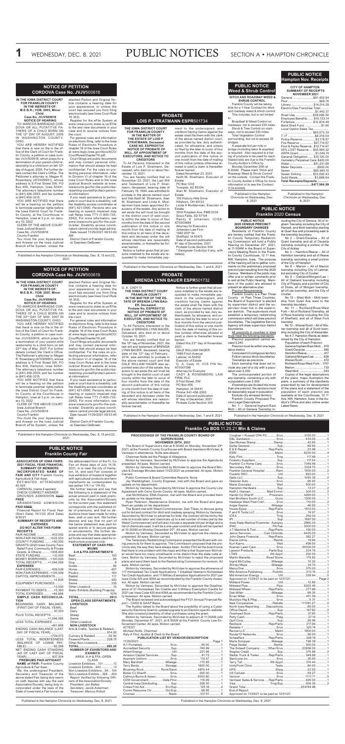# PUBLIC NOTICES

SECTION A • HAMPTON CHRONICLE

WEDNESDAY, DEC. 8, 2021

## NOTICE OF PETITION CORDOVA Case No. JVJV500618

**IN THE IOWA DISTRICT COURT FOR FRANKLIN COUNTY IN THE INTERESTS OF: M.E.B.R.; YOB: 2005, Minor Child**

**Case No. JVJV500618**

**NOTICE OF HEARING**

TO: MARCOS BARRADAS CORDOVA OR ALL PUTATITVE FATHERS OF A CHILD BORN ON THE 12th DAY OF AUGUST, 2005 IN WASHINGTON COUNTY, OHIO.

YOU ARE HEREBY NOTIFIED that there is now on file in the office of the Clerk of Court for Franklin County, a petition in case number JVJV500618, which prays for a termination of your parent-child relationship to a child born on the 12th day of August, 2005. For further details contact the Clerk's Office. The Petitioner's attorney is: Megan R. Rosenberg (AT0009951), whose address is 9 First Street SW, PO Box 456, Hampton, Iowa 50441. The attorney's telephone number is (641) 456-2555, and fax number is (641) 456-3315.

YOU ARE NOTIFIED that there will be a hearing on the petition to terminate parental rights before the Iowa District Court for Franklin County, at the Courthouse in Hampton, Iowa at 3 p.m. on January 10, 2022.

CLERK OF THE ABOVE COURT
Iowa Judicial Branch
Case No. JVJV500618
County Franklin

You must file your Appearance and Answer on the Iowa Judicial Branch eFile System, unless the attached Petition and Original Notice contains a hearing date for your appearance, or unless the court has excused you from filing electronically (see Iowa Court Rule 16.302).

Register for the eFile System at www.iowacourts.state.ia.us/Efile to file and view documents in your case and to receive notices from the court.

For general rules and information on electronic filing, refer to the Iowa Rules of Electronic Procedure in chapter 16 of the Iowa Court Rules at www.legis.iowa.gov/docs/ACO/CourtRulesChapter/16.pdf.

Court filings are public documents and may contain personal information that should always be kept confidential. For the rules on protecting personal information, refer to Division VI of chapter 16 of the Iowa Court Rules and to the Iowa Judicial Branch website at www.iowacourts.gov/for-the-public/representing-yourself/protect-personal-information/.

If you need assistance to participate in court due to a disability, call the disability access coordinator at (641) 421-0990. Persons who are hearing or speech impaired may call Relay Iowa TTY (1-800-735-2942). For more information, see www.iowacourts.gov/for-the-public/ada/. Disability access coordinators cannot provide legal advice.

Date Issued 11/29/2021 08:53:40 AM

District Clerk of Franklin County
/s/ Daeneen DeBower

Published in the Hampton Chronicle on Wednesday, Dec. 8, 15 and 22, 2021

## NOTICE OF PETITION CORDOVA Case No. JVJV500619

**IN THE IOWA DISTRICT COURT FOR FRANKLIN COUNTY IN THE INTERESTS OF: M.E.B.R.; YOB: 2007, Minor Child**

**Case No. JVJV500619**

**NOTICE OF HEARING**

TO: MARCOS BARRADAS CORDOVA OR ALL PUTATITVE FATHERS OF A CHILD BORN ON THE 22nd DAY OF MAY, 2007 IN WASHINGTON COUNTY, OHIO.

YOU ARE HEREBY NOTIFIED that there is now on file in the office of the Clerk of Court for Franklin County, a petition in case number JVJV500619, which prays for a termination of your parent-child relationship to a child born on the 22nd day of May, 2007. For further details contact the Clerk's Office. The Petitioner's attorney is: Megan R. Rosenberg (AT0009951), whose address is 9 First Street SW, PO Box 456, Hampton, Iowa 50441. The attorney's telephone number is (641) 456-2555, and fax number is (641) 456-3315.

YOU ARE NOTIFIED that there will be a hearing on the petition to terminate parental rights before the Iowa District Court for Franklin County, at the Courthouse in Hampton, Iowa at 3 p.m. on January 10, 2022.

CLERK OF THE ABOVE COURT
Iowa Judicial Branch
Case No. JVJV500619
County Franklin

You must file your Appearance and Answer on the Iowa Judicial Branch eFile System, unless the attached Petition and Original Notice contains a hearing date for your appearance, or unless the court has excused you from filing electronically (see Iowa Court Rule 16.302).

Register for the eFile System at www.iowacourts.state.ia.us/Efile to file and view documents in your case and to receive notices from the court.

For general rules and information on electronic filing, refer to the Iowa Rules of Electronic Procedure in chapter 16 of the Iowa Court Rules at www.legis.iowa.gov/docs/ACO/CourtRulesChapter/16.pdf.

Court filings are public documents and may contain personal information that should always be kept confidential. For the rules on protecting personal information, refer to Division VI of chapter 16 of the Iowa Court Rules and to the Iowa Judicial Branch website at www.iowacourts.gov/for-the-public/representing-yourself/protect-personal-information/.

If you need assistance to participate in court due to a disability, call the disability access coordinator at (641) 421-0990. Persons who are hearing or speech impaired may call Relay Iowa TTY (1-800-735-2942). For more information, see www.iowacourts.gov/for-the-public/ada/. Disability access coordinators cannot provide legal advice.

Date Issued 11/29/2021 08:53:40 AM

District Clerk of Franklin County
/s/ Daeneen DeBower

Published in the Hampton Chronicle on Wednesday, Dec. 8, 15 and 22, 2021

## PUBLIC NOTICE Franklin County Fair

**ASSOCIATION OF IOWA FAIRS 2021 FISCAL YEAR FINANCIAL SUMMARY OF MEMBERS INCORPORATED NAME OF FAIR AND CITY** Franklin County Agriculture & Fair Assn.

ESTIMATED ATTENDANCE 45,000

CARNIVAL (name if applies) CHECK CORRECT ANSWER

GROUNDS ADMISSION PAID FREE

GRANDSTAND ADMISSION PAID FREE

Financial Report for Fiscal Year (Start Date) 10/1/20 (End Date) 9/30/21

**SUMMARY OF RECEIPTS AND EXPENSES**

**DO NOT ALTER THIS FORM RECEIPTS**

FAIR INCOME ...................403,042
NON-FAIR INCOME ........+222,553
COUNTY FUNDING .........+50,000
GRANTS (2020 Iowa County Fairs Relief Fund; Community & Private Grants, & Others) ............+308,490
STATE FUNDING ..............+10,000
MONEY BORROWED .....+100,000
TOTAL RECEIPTS ......+1,094,085

**EXPENSES**

FAIR EXPENSES ..............439,539
NON-FAIR EXPENSES ..+105,949
CAPITOL IMPROVEMENTS .........
.........................................+2,835
EQUIPMENT PURCHASES .........
...........................................+3,500
PAYMENT TO DEBTS ..........+5,393
TOTAL EXPENSES ...........+46,866

**SIMPLE CASH RECONCILIATION**

BEGINNING CASH BALANCE (FIRST DAY OF FISCAL YEAR) ........................................97,353
PLUS TOTAL RECEIPTS ...............
.....................................+1,094,085
LESS TOTAL EXPENSES ...............
.........................................-461,866
ENDING CASH BALANCE (LAST DAY OF FISCAL YEAR) ..................
.........................................=729,572
LESS TOTAL INDEBTEDNESS (BALANCE OF LOANS PAYABLE) .................................-92,268
NET ENDING CASH STANDING (AS OF LAST DAY OF FISCAL YEAR) ..................................637,304

**PREMIUMS PAID AFFIDAVIT**

**NAME of FAIR:** Franklin County Agriculture & Fair Assn.

We, the undersigned President, Secretary and Treasurer of the above stated Fair, being duly sworn on oath depose and say the said Association/Society, being duly incorporated under the laws of the State of Iowa held a Fair known as the abbreviated form of the Franklin Co. Fair on these days of July 14-18, 2021, in or near the city of Hampton, IA, and said Fair consists of true exhibition of livestock together with agricultural products and farm implements as contemplated by law (either 174.1 or 174.10).

We further depose and say that the following is a statement of the actual amount paid in cash premiums by the Association/Society for the current year, this statement corresponds with the published offer of premiums, and that no deductions have been made for entry fees, stall or pen rent. We further depose and say that no part of the below statement was paid for speed events or to secure games or entertainments. We further depose and say that state appropriated funds received were used for instruction purposes only.

**STATEMENT OF CASH PREMIUMS**

**4-H & FFA DEPARTMENTS**

Beef ...............................................
Dairy .............................................6
Dog .................................................8
Goats .............................................65
Horses ...........................................457
Poultry ...........................................164
Rabbit ............................................335
Sheep .............................................420
Swine .............................................335
Other Livestock ..............................15
Static Exhibits (Building Projects) ...........................................1074
**TOTAL ..........................................2913**

**OPEN CLASS DEPARTMENTS LIVESTOCK**

Beef
Dairy
Sheep
Swine
Other Livestock

**NON-LIVESTOCK**

Arts & Crafts, Textiles & Related ...........................................614.00
Culinary & Related ....................52.50
Flowers/Plants ........................228.75
Other Non-Livestock ........................
**TOTAL .....................................895.25**

**NUMBER OF EXHIBITORS AND EXHIBITS**

AREA -4-H & FFA -OPEN CLASS

Livestock Exhibitors ....101 ..........12
Livestock Exhibits .....443 ...........13
Non-Livestock Exhibitors ...84 ...104
Non-Livestock Exhibits ...368 .....454

Report Verified by following Officers of the Association/Society

*President: Jon Balkus*
*Secretary: Jacob Ackerman*
*Treasurer: Marcus Kofoot*

Published in the Hampton Chronicle on Wednesday, Dec. 8, 2021

## PROBATE LOIS P. STRATMANN ESPR501734

**THE IOWA DISTRICT COURT FOR FRANKLIN COUNTY IN THE MATTER OF THE ESTATE OF LOIS P. STRATMANN, Deceased CASE NO. ESPR501734 NOTICE OF PROBATE OF WILL, OF APPOINTMENT OF EXECUTORS, AND NOTICE TO CREDITORS**

To All Persons Interested in the Estate of Lois P. Stratmann, Deceased, who died on or about November 13, 2021:

You are hereby notified that on November 23, 2021, the Last Will and Testament of Lois P. Stratmann, deceased, bearing date of February 19, 1994, was admitted to probate in the above named court and that Keith M. Stratmann, Alan M. Stratmann and Linda A. Moddermann have been appointed Executors of the estate. Any action to set aside the will must be brought in the district court of said county within the later to occur of four months from the date of the second publication of this notice or one month from the date of mailing of this notice to all heirs of the decedent and devisees under the will whose identities are reasonably ascertainable, or thereafter be forever barred.

Notice is further given that all persons indebted to the estate are requested to make immediate payment to the undersigned, and creditors having claims against the estate shall file them with the clerk of the above named district court, as provided by law, duly authenticated, for allowance, and unless so filed by the later to occur of four months from the second publication of this notice or one month from the date of mailing of this notice (unless otherwise allowed or paid) a claim is thereafter forever barred.

Dated November 23, 2021.

Keith M. Stratmann, Executor of Estate
PO Box 1235
Tonopah, AZ 85354

Alan M. Stratmann, Executor of Estate
105 Hickory Hills Drive
Hillsboro, OH 45133

Linda A Moddermann, Executor of Estate
3916 Potsdam Ave. PMB 2234
Sioux Falls, SD 57104

Randy D Johansen, ICIS#: AT0003884
Attorney for Executors
Johansen Law Firm
1562 200th St.
Sheffield, IA 50475

Date of second publication 8th day of December, 2021

Probate Code Section 304

\* Designate Codicil(s) if any, with date(s).

Published in the Hampton Chronicle on Wednesday, Dec. 1 and 8, 2021

## PROBATE BRENDA LYNN BAUER ESPR501732

G. A. CADY III

**THE IOWA DISTRICT COURT FRANKLIN COUNTY IN THE MATTER OF THE ESTATE OF BRENDA LYNN BAUER, Deceased. Probate No. ESPR501732 NOTICE OF PROBATE OF WILL, OF APPOINTMENT OF EXECUTOR, AND NOTICE TO CREDITORS**

To All Persons Interested in the Estate of BRENDA LYNN BAUER, Deceased, who died on or about October 10, 2021:

You are hereby notified that on the 12th day of November, 2021, the last will and testament of BRENDA LYNN BAUER, deceased, bearing date of the 12th day of February, 2014, was admitted to probate in the above named court and that DALE WILLIAM HAGER was appointed executor of the estate. Any action to set aside the will must be brought in the district court of said county within the later to occur of four months from the date of the second publication of this notice or one month from the date of mailing of this notice to all heirs of the decedent and devisees under the will whose identities are reasonably ascertainable, or thereafter be forever barred.

Notice is further given that all persons indebted to the estate are requested to make immediate payment to the undersigned, and creditors having claims against the estate shall file them with the clerk of the above named district court, as provided by law, duly authenticated, for allowance, and unless so filed by the later to occur of four months from the second publication of this notice or one month from the date of mailing of this notice (unless otherwise allowed or paid) a claim is thereafter forever barred.

Dated this 23rd day of November, 2021.

DALE WILLIAM HAGER
1489 Finch Avenue
Latimer, IA 50452
Executor of Estate

G. A. Cady III, ICIS PIN No: AT0001386
Attorney for Executor
CADY & ROSENBERG LAW FIRM, PLC
9 First Street, SW
PO Box 456,
Hampton, IA 50441
Phone: 641-456-2555

Date of second publication 8th day of December, 2021

Probate Code Section 304

Published in the Hampton Chronicle on Wednesday, Dec. 1 and 8, 2021

## PUBLIC NOTICE Weed & Shrub Control

**DITCH AND ROADWAY WEED & SHRUB CONTROL**

Franklin County will be taking bids for a 1-Year Contract for ditch and roadway weed & shrub control. This includes, but is not limited to:

Broadleaf & Weed Control on roadways, not to exceed 239 miles.

Shrub & Tree Control on roadways, not to exceed 330 miles.

Total Vegetation Control surrounding, but not to exceed 25 bridges

A separate bid per mile or bridge (including labor & supplies) is required. Also required is a listing of products to be used for each. Sealed bids are due to the Franklin County Auditor's Office by Monday December 20th at 8:30AM. Please mark "Ditch and Roadway Weed & Shrub Control" on the outside. Contact the Franklin County Auditor's Office for more information or to see the Contract in its entirety.

Published in the Hampton Chronicle on Wednesday, Dec. 8, 2021

## PUBLIC NOTICE Hampton Nov. Receipts

**CITY OF HAMPTON SUMMARY OF RECEIPTS NOVEMBER 2021**

General ....................$61,402.94
Pool ....................................$68.76
Library ......................$14,014.29
Electric/Gas Franchise Total .............................................$1,442.37
Road Use ..................$38,066.50
Employee Benefits .....$10,723.14
Forfeiture ....................$12,834.49
Band Shell Fund ...................$1.65
Local Option Sales Tax ..................
.............................................$63,573.33
T I F ...............................$9,218.54
Police Reserve ...............$3,178.67
Fire Reserve ..................$27,714.67
Pool & Parks Reserve ..$12,714.67
55% LOST Reserve .....$35,965.32
ARPA Grant .................$1,049.74
General Obligation .......$10,120.00
Cemetery Perpetual Care .$420.00
Water ..........................$51,231.69
Water Deposits ...............$900.00
Sewer ..........................$85,945.15
Sewer Sinking .............$33,092.43
Solid Waste ....................$3,888.64
**Total Receipts/Deposits .............**
**.........................................$477,566.99**

Published in the Hampton Chronicle on Wednesday, Dec. 8, 2021

## PUBLIC NOTICE Franklin 2020 Census

**PUBLIC NOTICE 2020 CENSUS PRECINCT BOUNDARY CHANGES**

Residents of Franklin County are hereby notified that the Franklin County Temporary Redistricting Commission will hold a Public Hearing on December 20th, 2021, at 11:00AM in the Board of Supervisors Meeting Room in the Franklin County Courthouse, 12 1st Ave. NW, Hampton, Iowa. The purpose of the hearing will be to gather comments on the preliminary proposed precinct plan resulting from the 2020 Census. Members of the public may offer oral or written comments prior to and at the Public Hearing. Members of the public are allowed to present an alternative plan.

Precinct Requirements

Franklin County is a Plan Three County. In Plan Three Counties, the Board of Supervisor is elected by supervisor district and the supervisor must live in the supervisor districts. The supervisors must establish a temporary redistricting commission which will draw precinct boundaries. The Legislative Service Agency will draw supervisor district boundaries.

All precincts in counties in Iowa must meet the following standards:

Precinct population cannot exceed 3,340

Precinct must lie within one legislative district

Composed of contiguous territory

Follow census block boundaries

Townships as precincts

Each township that does not include any part of a city with a population over 2,000

The unincorporated portion of any township, containing a city with a population over 2,000

If townships are divided into more than one precinct, the sections must be reasonably equal in population

Exclude city annexed territory

Franklin County Proposed Precinct Legal Descriptions

No. 1 – Geneva/Ingham/East Mott – All of Geneva Township including the City of Geneva, All of Ingham Township including the City of Hansell, and that township starting at Quail Ave and proceeding east to the township boundary

No 2 – Grant/Osceola – All of Grant township and all of Osceola township including a portion of the City of Ackley

No 3 – Hamilton/Reeve – All of Hamilton township and all of Reeve township excluding a small portion of the City of Hampton

No 8 – Marion – All of Marion township including City of Latimer, but excluding City of Coulter

No 9 – Oakland/Morgan/Lee – All of Oakland township including City of Popejoy and a portion of City of Dows, all of Morgan township, all of Lee township, and the City of Coulter

No 10 – West Mott – Mott township from Quail Ave west to the township boundary

No 11 – Richland/Ross/West Fork – All of Richland Township, all of Ross township including the City of Sheffield, and all of West Fork township

No 12 – Wisner/Scott – All of Wisner township and all of Scott township including the City of Alexander

No 4-7- Hampton Wards as determined by the City of Hampton

Population of each Precinct:
Geneva/Ingham/East Mott.....619
Grant/Osceola ......................565
Hamilton/Reeve ....................417
Oakland/Morgan/Lee ............826
Wisner/Scott .........................472
Richland/Ross/West Fork ...1707
Marion ...................................733
West Mott .............................343

Copies of the legal descriptions of the plans, maps illustration the plans, a summary of the standards prescribed by law for development of the plans and a statement of the population of each precinct are available at the Courthouse, 12 1st Ave. NW, Hampton, Iowa, in the Auditor's Office and also online under Latest News

Published in the Hampton Chronicle on Wednesday, Dec. 8, 2021

## PUBLIC NOTICE Franklin Co BOS 11.29.21 Min & Claims

**PROCEEDINGS OF THE FRANKLIN COUNTY BOARD OF SUPERVISORS NOVEMBER 29TH, 2021**

The Board of Supervisors met at 8:30AM on Monday, November 29th 2021, at the Franklin County Courthouse with Board members McVicker, & Vanness in attendance. Nolte was absent.

Chairman Nolte led the Pledge of Allegiance.

Motion by Vanness, Seconded by McVicker to approve the Agenda as presented. All ayes. Motion carried.

Motion by Vanness, Seconded by McVicker to approve the Board Minutes & Drainage Minutes dated 11/22/2021 as presented. All ayes. Motion Carried.

Public Comment & Board Committee Reports: None

Jay Waddingham, County Engineer, met with the Board and gave an update on his department.

Motion by Vanness, Seconded by McVicker to approve the County Line Agreement with Cerro Gordo County. All ayes. Motion carried.

Joel McWilliams, EMA Director, met with the Board and provided them an update on his department.

Ryan Peterson, Maintenance Director, met with the Board and gave them an update on his department.

The Board met with Weed Commissioner, Dan Tilkes, to discuss going out for bid and contract for ditch and roadway spraying. Motion by Vanness, Seconded by McVicker to advertise for bids. The contract will be bid by the mile to include labor and chemicals up to a set number of miles (set by the Weed Commissioner) and will also include a separate bid per bridge and a list of chemicals used. It will be a one-year contract and bids will be opened at 10:30AM on Monday December 20th. All ayes. Motion carried.

Motion by Vanness, Seconded by McVicker to approve the claims as presented. All ayes. Motion carried.

The Temporary Redistricting Commission presented the Board with voting precincts for them to approve. The Commission proposed that the precincts stay the way they have always been. Auditor Flint let the board know that there is one problem with the maps and that is that Supervisor McVicker would have too many constituents in his district than the state code allows. Motion by Vanness, Seconded by McVicker to reject the proposed plans and send them back to the Redistricting Commission for revision. All ayes. Motion carried.

Motion by Vanness, Seconded by McVicker to approve the abatement of 117 Homestead Tax Credit Applications, 1 Disabled Veteran's Homestead Tax Credit application, and 11 Military Exemption Applications for 2021 per Iowa Code 425 and 426A as recommended by the Franklin County Assessor. All ayes. Motion carried.

Motion by Vanness, Seconded by McVicker to approve the Disallowance of 37 Homestead Tax Credits and 5 Military Exemption Credits for 2021 per Iowa Code 425 and 426A as recommended by the Franklin County Assessor. All ayes. Motion carried.

The Board reviewed and acknowledged the FY21 Annual Financial Report – CASH & GAAP Basis.

The Auditor talked to the Board about the possibility of using a Cybersecurity Elections Grant to update/upgrade to an Election specific website. She also covered possibly of other purchases using the grant.

Motion by Vanness, Seconded by McVicker to adjourn at 11:30AM until Monday, December 6th, 2021, at 8:30AM at the Franklin County Law Enforcement Center. All ayes. Motion carried.

ATTEST:
*Michael Nolte, Chairman*
*Katy A Flint, Auditor & Clerk to the Board*

**PUBLICATION LIST BY VENDOR/DESCRIPTION**

11/29/2021 ............................................................Page 1
A-1 Portables ......................Srvs ..........................95.00 ...........1
Accredited Security .................Sup .........................749.99 ...........1
Alliant Energy .........................Util .........................221.96 ...........1
Amazon Capital Services ..........Sup ..........................81.72 ...........1
Aramark Uniform .....................Srvs ........................112.57 ...........2
Mary Barnhart ........................Mileage ....................170.85 ...........1
Terry Bends ...........................Storage ..................1800.00 ...........1
Bruening Rock .........................Rock/Sand ...............4875.44 ...........2
Butler Co Sheriff .....................Srvs ........................200.00 ...........1
Calhoun Burns & Assoc .............Srvs .......................9303.60 ...........1
CDW Government .....................Data Proc ..................116.09 ...........1
Central Iowa Distributing ...........Sup ..........................258.50 ...........2
Cintas First Aid .......................Srv/Sup ....................125.16 ...........2
Comm Resource Ctr ..................Oct Exp .....................68.95 ...........1
Counsel ................................Maint ........................337.91 ...........5
Croghan + Russell CPA PC .........Srvs ........................3150.00 ...........1
D&L Sanitation .......................Srvs .........................433.00 ...........5
Des Moines Stamp ....................Stamp ........................42.90 ...........1
Dollar General ........................Sup ...........................69.60 ...........1
E & E Repair ..........................Rep/Parts ...................23.99 ...........1
ESRI .....................................Maint ......................6230.00 ...........4
Katy Flint ..............................Trng .........................117.49 ...........1
Forestry Suppliers ....................Sup ..........................117.54 ...........1
Franklin Co Home Care .............Srvs ........................7349.46 ...........1
Secondary Roads .....................Srvs ........................3324.70 ...........1
Franklin General Hospital ..........Rent ........................1500.00 ...........1
Franklin REC ..........................Util ...........................693.00 ...........1
Galls LLC ...............................Sup ........................1045.39 ...........1
Gleisner Auto ..........................Srvs ...........................66.92 ...........1
Maria Gonzalez .......................Srvs ..........................500.00 ...........1
Hampton Hardware ..................Sup ............................12.07 ...........2
Keith L Hansen ........................Med Exmnr ................304.00 ...........1
Hardin Co Sheriff ....................Prisoners ..................4260.00 ...........1
Hart Brothers South LLC ...........Guns ......................1200.00 ...........1
Hawkeye West Pest Cntrl ...........Srvs ...........................70.00 ...........1
Angie Hayner ..........................Mileage ......................46.92 ...........1
Howie Equip ............................Rep/Parts .................1613.00 ...........1
F and R Tools LLC ...................Srvs ...........................74.97 ...........1
ICEA ....................................Trng ..........................250.00 ...........1
IPI ........................................Trng ...........................75.00 ...........1
Iowa State Medical Examiner ......Autopsy ...................2666.34 ...........1
IPAC .....................................PA Fee ....................3000.00 ...........1
J-T Machine & Tool ..................Rep/Parts ...................190.00 ...........1
Jerico Services .......................Calc Chloride .............6435.00 ...........1
Jendro Sanitation Sevc ..............Rep/Parts ...................392.27 ...........1
Elaina Johns ...........................Reimb ..........................19.94 ...........1
Kurt Koenen ...........................Well ............................460.00 ...........1
Koenen Lawn Care ...................Srvs .........................3000.00 ...........1
Lawson Products ......................Parts/Sup ....................234.76 ...........1
LTMS ....................................Wk Agrmt ....................270.00 ...........1
Martin Marietta ........................Road Stone .................179.82 ...........1
Ingrid McCulley ........................Mileage .........................10.20 ...........1
Shirley Mejia ...........................Mileage .........................35.70 ...........1
MercyOne ..............................Srvs ............................375.00 ...........1
Mid-America Publishing .............Pub/Ad ........................213.74 ...........2
Mid American Energy ................Util .............................338.94 ...........1
Approved on 11/29/21 to be paid on 12/01/21 ..........................Page 2
Midland Power ........................Util ...........................2128.48 ...........1
Midwest Pipe ..........................Pipe ...........................8303.45 ...........1
Midwest Wheel .......................Rep/Parts ...................277.86 ...........1
Deb Miller ..............................Mileage .........................68.35 ...........1
Erran Miller .............................Srvs .............................451.58 ...........1
Murphy Hlp & Pltg ...................Srvs ...............................5.10 ...........1
New Cooperative ......................Rebate ...................111081.27 ...........1
North Iowa Reporting ................Depositions ....................60.00 ...........1
Office Depot ...........................Sup ..............................167.82 ...........1
Overhead Door ........................Rep/Parts .....................379.00 ...........1
Petty Cash ..............................Pstg ................................27.10 ...........1
Quill Corp ...............................Sup .................................26.99 ...........1
Redneck ................................Rep/Parts ......................217.96 ...........1
Reliable 1 ...............................Srvs ...............................325.74 ...........1
Revize LLC .............................Maint .............................1900.00 ...........1
Router12 Networks ...................Srvs .................................95.00 ...........1
Schaeffers .............................Rep/Parts .......................346.19 ...........1
Maria Schipper ........................Mileage ...........................198.39 ...........1
Paige Seidel ...........................Reimb ..............................30.00 ...........1
The Sidwell Company ................Sftwr/Srvs ....................23936.00 ...........1
Staples Credit ........................Sup ...............................375.88 ...........1
Stellar Truck & Trailer ..............Rep/Parts .......................349.68 ...........1
Stericycle Inc ..........................Srvs ..................................20.93 ...........1
Terry Tull ...............................Wk Agrmt .........................374.44 ...........1
UnityPoint Clinic .....................Tests ................................84.00 ...........1
UPS ......................................Sup ...................................22.52 ...........1
US Cellular .............................Srvs ..................................21.77 ...........1
Verizon ..................................Srvs ................................1117.71 ...........5
Vermeer Sales & Service ............Rep/Parts .........................426.00 ...........1
Visa .....................................Trng/Sup ...........................509.35 ...........2
Grand Total .............................254749.48
End of Report
Approved on 11/29/21 to be paid on 12/01/21

Published in the Hampton Chronicle on Wednesday, Dec. 8, 2021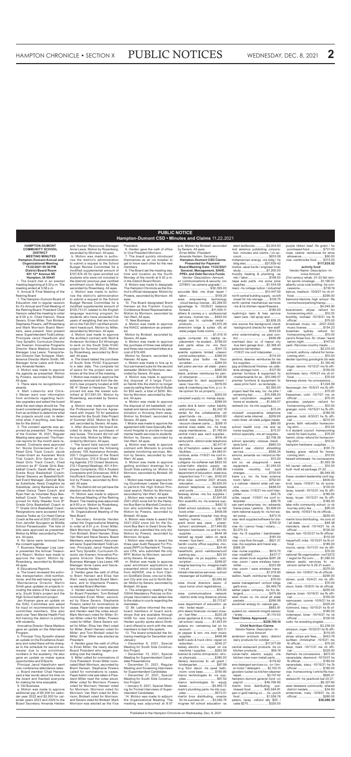## PUBLIC NOTICE
### Hampton-Dumont CSD • Minutes and Claims 11.22.2021

**HAMPTON-DUMONT COMMUNITY SCHOOL DISTRICT MEETING MINUTES Hampton-Dumont Annual and Organizational Meeting 11/22/2021 05:30 PM District Board Room 601 12th Avenue NE Hampton, IA 50441**

I. The board met in an exempt meeting beginning at 5:30 p.m. The meeting ended at 5:58 p.m.

II. Annual & Final Meeting of the Retiring Board

1. The Hampton-Dumont Board of Education met in regular session for it's Annual and Final Meeting of the Retiring Board. President Chad Hansen called the meeting to order at 6:00 p.m. Chad Hansen, Steve Severs, Erran Miller, Tom Birdsell, Stephanie Powers, Jeff Rosenberg and Mark Morrison Board Members, were present. Also present were: Superintendent Todd Lettow; Principals Jarod Haselhuhn and Tony Spradlin; Curriculum Director Jen Koenen; Innovative Programs Director Steve Madsen; Business Manager Lisa Lewis; Transportation Director Dan Schipper; Maintenance Director Martin Smith; HR Manager Anne Lewis and Secretary Amanda Heiden.

2. Motion was made to approve the agenda as presented. Motion by Powers, seconded by Birdsell. All ayes.

3. There were no recognitions or awards.

4. Matt Lokenvitz and Christi Weaver went over information from architects regarding facilities upgrades and asked the board what the next steps should be. The board considered getting drawings from an architect to determine what the projects would cost, to determine what, if anything, was feasible for the district.

5. The consent agenda was approved as presented. The minutes of the October 18, 2021, Regular Meeting were approved. The financial reports for the month were reviewed. Contracts were approved for: Nicole Donnenwerth at Co-Head Girls Track Coach; Jacob Foster-Grant as Assistant Mock Trial Coach; Erin Gerke as Co-Head Girls Track Coach; Chad Johnson as 8th Grade Boys Basketball Coach; Sarah Miller as 7th Grade Boys Basketball Coach; Daniel Stevens as Baseball/Softball Event Manager; Zeinaib Byte as Substitute; Keely Creighton as Substitute; Jenny Barkema as Volunteer Dance Team Coach; and Ryan Harr as Volunteer Boys Basketball Coach. Transfer was approved for Kelly Meeder from 8th Grade Girls Basketball Coach to 7th Grade Girls Basketball Coach. Resignations were accepted from Jessica Teske as Co-Head Dance Coach at the end of 2021-2022 and from Jennifer Spurgeon as Middle School Paraeducator. The lists of bills were approved as presented. Motion by Miller, seconded by Powers. All ayes.

6. No items were removed from the consent agenda.

7. Business Manager Lisa Lewis presented the Annual Treasurer's Report. Motion was made to approve the report. Motion by: Rosenberg, seconded by Birdsell. All ayes.

8. Educational Reports

a. The board reviewed the activities, transportation, child nutrition, nurse, and the well-being reports. Maintenance Director Martin Smith gave updates on projects including the status of the new property, South Side's project and the High School bathroom project.

Jen Koenen gave an update on the SIAC Committee and asked for input on recommendations for committee members. She also went over Teen Mental Health First Aid training the district is piloting with students.

Innovative Director Steve Madsen gave an update on the Alternative Program.

b. Principal Tony Spradlin shared an update on the Excellence Academy and noted there will be changes to the schedule for second semester due to low enrollment numbers in the academy. He also gave an update on maker space opportunities and ESports.

Principal Jarod Haselhuhn went over conference attendance rates.

c. Board member Chad Hansen said a few words about his time on the board and thanked everyone for making his time enjoyable.

9. Old Business

a. Motion was made to approve additional pay of $5,000 for calendar year 2022 and $2,500 for calendar years 2023 and 2024 to the Board Secretary Amanda Heiden and Human Resources Manager Anne Lewis. Motion by Rosenberg, seconded by Morrison. All ayes.

b. Motion was made to authorize the district's administration to submit a request to the School Budget Review Committee for a modified supplemental amount of $157,874.20 for open enrolled out students who were not included in the districts' previous year certified enrollment count. Motion by Miller, seconded by Rosenberg. All ayes.

c. Motion was made to authorize the district's administration to submit a request to the School Budget Review Committee for a modified supplemental amount of $105,731.01 related to the English language learning program for students who have exceeded five years of weighting that are included on the Fall 2021 certified enrollment headcount. Motion by Miller, seconded by Morrison. All ayes.

d. Motion was made to approve the architect contract with Scott & Anderson Architect Ed Winsinger to work on the South Side HVAC project for Summer 2022. Motion by Rosenberg, seconded by Birdsell. All ayes.

e. The board tabled the purchase of South Side HVAC Equipment to a later date. The complete list of specs for the project were not known at the time of the meeting.

f. Motion was made to approve the asbestos removal bid from the district's new property located at 405 SE 4th Street in Hampton. The approved bid was the lowest submitted at $17,681.00. Motion by Rosenberg, seconded by Severs. All ayes.

g. Motion was made to approve the Professional Service Agreement with Impact 7G for asbestos removal for the South Side Project of Summer 2022. Motion by Birdsell, seconded by Severs. All ayes.

h. After discussion the board decided to delay the purchases of new buses. The board did not call for bus bids. Motion by Miller, seconded by Morrison. All ayes.

i. The board held second readings and approved the following policies: 105 Assistance Animals; 200.1 Organization of the Board of Directors; 210.8 Board Meeting Agenda; 212 Closed Sessions; 212.1 Exempt Meetings; 401.4 Employee Complaints; 502.4 Student Complaints and Grievances; 606.6 Insufficient Classroom Space. Motion by Powers, seconded by Birdsell. All ayes.

10. The district did not yet have the election results to review.

11. Motion was made to adjourn the Annual Meeting of the Retiring Board. The meeting was adjourned at 6:50 p.m. Motion by Rosenberg, seconded by Severs. All ayes.

III. Organizational Meeting of the New Board

1. Secretary Amanda Heiden called the Organizational Meeting to order at 6:51 p.m. Erran Miller, Mark Morrison, Stephanie Powers, Tom Birdsell, Brent Hansen; Elisa Van Wert and Steve Severs, Board Members, were present. Also present were: Superintendent Todd Lettow; Principals Jarod Haselhuhn and Tony Spradlin; Curriculum Director Jen Koenen; Innovative Programs Director Steve Madsen; Business Manager Lisa Lewis; HR Manager Anne Lewis and Secretary Amanda Heiden.

2. Heiden gave the oath of office to Brent Hansen and Elisa Van Wert, newly elected Board Members, and to Stephanie Powers, re-elected Board Member.

3. Heiden asked for nominations for Board President. Tom Birdsell nominated Erran Miller; seconded by Steve Severs Stephanie Powers called for nominations to cease. Paper ballot vote was taken and Heiden read the votes aloud. Mark Morrison voted for Miller; Brent Hansen voted for Miller; Tom Birdsell voted for Miller; Elisa Van Wert voted for Miller; Steve Severs voted for Miller; Stephanie Powers voted for Miller. Erran Miller was elected as President.

4. Heiden gave the oath of office to Erran Miller, the newly elected Board President who began presiding over the meeting.

5. Miller called for nominations of Vice President. Erran Miller nominated Mark Morrison, seconded by Brent Hansen. Stephanie Powers called for nominations to cease. Paper ballot vote was taken and President Miller read the votes aloud. Miller voted for Morrison; Powers voted for Morrison; Hansen voted for Morrison; Morrison voted for Morrison; Van Wert voted for Morrison; Birdsell voted for Morrison; and Severs voted for Birdsell. Mark Morrison was elected as the Vice President.

6. Heiden gave the oath of office to Vice President Morrison.

7. The board quickly introduced themselves as an ice breaker to get to know each other for the new members.

8. The Board set the meeting day, time and location as the fourth Monday of the month at 5:30 p.m. in the District Board Room.

9. Motion was made to designate The Hampton Chronicle as the District's official newspaper. Motion by Powers, seconded by Morrison. All ayes.

10. The Board designated Brent Hansen as the Franklin County Conference Board Representative. Motion by Morrison, seconded by Van Wert. All ayes.

11. New Business

a. Motion was made to approve the NIACC addendum as presented.

Motion by Birdsell, seconded by Severs. All ayes.

b. Motion was made to approve the purchase of three new elliptical and three new recumbent bikes at a cost of $19,405.

Motion by Severs, seconded by Hansen. All ayes.

c. Motion was made to hire up to four permanent subs for the second semester. Motion by Morrison, seconded by Severs. All ayes.

d. Motion was made to approve the disposal of 5 large Fischer-Tanks file district, no longer uses by selling them to North Butler for $50 each, a total of $250. Motion by Morrison, seconded by Severs. All ayes.

e. Motion was made to approve the disposal of old basketball, volleyball and dance uniforms by sale, donation or throwing them away. Motion by Birdsell, seconded by Severs. All ayes.

f. Motion was made to approve the agreement with Iowa Specialty Belmond Hospital to provide in-house mental health services to students. Motion by Severs, seconded by Van Wert. All ayes.

g. Motion was made to approve contract with Monsido to provide website monitoring services. Motion by Severs, seconded by Van Wert. All ayes.

h. Motion was made to approve getting architect drawings for a South Side parking lot. Motion by Morrison, seconded by Birdsell. All ayes.

i. Motion was made to approve hiring Groundmeyer Leader Services to perform the High School Principal search. Motion by Morrison, seconded by Van Wert. All ayes.

j. Motion was made to award the 2021-2022 snow bid for the Hampton Bus Barn to Marshall Construction who submitted the only bid. Motion by Powers, seconded by Birdsell. All ayes.

k. Motion was made to award the 2021-2022 snow bid for the Dumont Bus Barn to Swart Snow Removal who submitted the only bid. Motion by Powers, seconded by Morrison. All ayes.

l. Motion was made to award the three-year Audit Request For Proposal (RFP) to Rachelle K. Thompson CPA, who submitted the only RFP. Motion by Morrison, seconded by Severs. All ayes.

m. Motion was made to approve open enrollment applications as presented which included two in from AGWSR, one in from Clarion-Goldfield-Dows, one out to Mason City and one out to North Butler. Motion by Severs, seconded by Birdsell. All ayes.

n. The emergency reading of the OSHA Mandatory Policies on Employee Vaccination was tabled due to the status in courts regarding the mandates.

12. Mr. Lettow informed the new board members of board workshops that are available through IASB for new board members. Heiden quickly spoke about Simbli and offered to work with the new members to learn the system.

13. The board scheduled the following meetings for December and January:

• December 6, 2021, Special Meeting for South Side Construction Project

• December 13, 2021, Special Meeting for Superintendent Candidate Presentations

• December 21, 2021, Regular Meeting and Screening Interviews for Superintendent Candidates

• December 27, 2021, Special Meeting for South Side Construction Project

• January 6, 2021, Special Meeting for Formal Interviews of Superintendent Candidates

14. Motion was made to adjourn the Organizational Meeting. The meeting was adjourned at 8:07 p.m. Motion by Birdsell, seconded by Severs. All ayes.

*Erran Miller, President*
*Amanda Heiden, Secretary*

**Hampton-Dumont CSD Claims Presented for Payment Board Meeting Date: 11/22/2021 General, Management, SAVE, PPEL and Debt Service Funds**

Vendor -Description -Amount
a+ communications & security -inv 237893 / ss camera upgrade / .... ...................................$30,355.00
accurate l&dc -me dryer repair / labor .................................$159.25
aces empowering technology -cloud backup license ..$2,208.00
agvantage fs -10/25/21 balance forward ..........................$11,555.11
ahlers & cooney p c -professional services - human res.......$493.00
airgas usa llc -cylinder rental - products.........................$5,970.26
americinn lodge & suites -(9) all state judges hotel rooms ........... ........................................$1,016.10
apple computer inc -laptop replacement - hs student....$799.00
auto parts wlsne inc -ms floor sweeper...........................$341.72
avanta systems limited -classvr portal subscription............$399.00
batteries plus bulbs -hs floor scrubber..............................$284.00
bell piano service -all state - piano tuning..............................$460.00
black, andrew -reimburse for pencil sharpener........................$36.99
bytespeed llc -tech equipment / save / bus mtc.................$919.00
cady & rosenberg law firm, p.l.c.-title opinion for ss property ........... ...........................................$200.00
campbell supply co -transp equip.. ...........................................$299.00
castle dick & kelch -cyber liability and privacy.......................$2,342.19
center for the collaborative -el grant funds - ns.................$550.80
central iowa distributing inc -ms vacuum cleaner parts .....$286.10
central iowa water, inc. -hs hvac equip maintenance.......$1,749.00
central rivers aea -tech supplies - ss student........................$418.40
centurylink -district wide telephone service...........................$2,417.41
city of hampton -water & sewer all facilities...........................$4,084.51
cordova, anita -11/9/21 mi conf interpreter........................$64.13
culligan -hs softener salt.$832.55
culver-hahn electric supply -ss boiler room updates ....$1,598.86
department of education -state bus inspection bus 7-1 / van...$100.00
drive wise -summer 2021 drivers education .........................$5,625.00
dumont telephone co -handsets and cords..........................$538.43
fareway stores -ms fcs supplies / life skills..........................$1,641.65
film scientific inc -hs science supplies.............................$492.12
follett school solutions, inc -ss fall book order .......................$408.08
franklin general hospital -trsp drug testing - harms ..................$281.50
grant wood aea -save - powerschool / enrollment.....$17,460.92
hampton hardware -ms and hs mtc supplies...............................$644.38
hansell ag repair -labor on deck mower / bus barn.................$70.00
hardin county office supplies -monroe sign.......................$34.40
haselhuhn, jarod -reimbursed hdf parking exp.......................$20.00
heidsonge -ns pa supplies - subscription...............................$299.00
imagine learning inc -imagine math / ms ell ..............................$50.00
intradc interactive services -school messenger all buildings ........... ........................................$2,065.60
iowa choral directors assoc -2 opus honor choir registrations......... .............................................$70.00
iowa communications network -district wide long distance phone ...........................................$2,172.67
iowa department of education -ss mtc - boiler repair .............$.....
john deere financial -ns lawn mower - fuel filter ......................$225.26
jones appliance & tv inc -refrig for alt school / equip ............$1,923.00
judens inc -remaining bal on hs account.................................$23.11
jw pepper & son -ms instr music supplies..............................$498.86
keith's auto & truck clinic -repair on suburban..........................$242.27
kesley electric inc -repair on ice machine / supplies..........$263.56
koenen & collins chiropractic -driver physicals....................$380.00
literacy resources llc -ell grant / kindergarten ........................$87.99
m-g floor decor -hs sped bathroom - cove base................$190.80
marco technologies llc -ns supplies................................$97.52
marco technologies llc -equip lease..............................$4,069.72
mark's plumbing parts -hs mtc supplies..............................$573.01
martin bros distributing, -snacks for hs success ctr..........$3,082.74
mcquire hill school education -ss elem textbooks.............$3,004.63
mid america publishing corporation -minutes and claims / on account..................................$810.09
midamerican energy -ms bldg / hs bldg elec.........................$27,839.42
modus -save funds / engineer mep study...............................$7,200.00
murphy heating & plumbing -ss mtc / labor...........................$158.00
napa auto parts -ms snow plow supplies ...........................$1,534.09
niacc -hs college tuition / industrial ..................................$10,447.50
north central building supply -ss loft closet for mtc storage.........$105.76
north central mechanical services -ms & hs kitchen repair/freezers... ..............................................$180.00
nuehring's lawn & tree service -lawn care - fall spray and...... ...........................................$2,828.25
one source the background check -background checks for new staff ...... ..............................................$163.00
orkin exterminating -ss pest control....................................$466.88
overhead door co. of mason city -bus barn garage door ...$2,368.43
palecios-hernandez, selina -11/9/21 ms conf interpreter............... ..............................................$114.00
perkins, deanna -reimburse for ms fcs supplies............................$89.94
ppg architectural finishes -ss cafeteria elevage room..................$127.80
premier furniture & equipment llc -marketboards for ss...$10,089.57
premier furniture & equipment llc -save prior fund - ss rectangle..... ...........................................$3,360.00
project lead the way, inc -hs pltw / remaining bal..................$15,598.00
quill corporation -supplies sent home w/ students ...........$1,649.07
redneck inc -hs mtc supplies........ ...............................................$72.24
rockwell cooperative telephone -district wide internet......$209.90
rustic brew -all state judges meals ..............................................$89.50
school health corp -ms and ss nurse supplies......................$75.57
school specialty -ms art supplies... ...........................................$2,708.26
school specialty -reissue check - save fund.............................$960.03
shred-it usa -district shredding service.............................$580.34
simons, amanda -ss / refund on libr book.......................................$12.00
smi co. -ss playground - save equipment......................$1,245.00
t-mobile -monthly hot spot charges...............................$70.00
the u.s. hvac science room / labor ........................$752.00
u s cellular -district wide cell service ......................................$468.10
uribe, isaias -11/9/21 ms conf interpreter............................$42.75
uribe, raquel -11/9/21 ms conf interpreter............................$99.75
van sant enterprises, inc -edwards frame press / perkins..$3,499.00
vierk national supply llc -ns hot water pump...........................$473.15
visa -tech supplies/software for district...................................$705.12
visa -llc / canva / hsap / notary.... ...........................................$2,070.33
visa -hs 13 supplies / bandmaster reg........................................$180.00
visa -visa flow through.......$821.37
visa -fcs supplies and travel exp.... ...........................................$366.20
visa -nurse supplies..............$12.70
visa -visa6562.....................$437.17
visa -stolen truck supplies $281.26
visa -zoom / save wireless transmitter ...............................$323.89
visa -zoom / save wireless transmitter .............................$1,079.80
walton, heath -reimburse for class ..............................................$70.00
waste management -school bldgs garb svcs ...........................$6,469.79
weber paper company -hs fcs detergent ...............................$475.95
west music co -hs vocal all state packets .............................$296.99
woodruff energy llc -natural gas... ...........................................$863.81
wyebot inc -network mngmt sensor / wirele..........................$1,110.00
**Total Claims Approved:**..................... ......................................**$229,740.14**

**Child Nutrition Claims**
Vendor Name -Description -Invoice Amount
anderson erickson dairy -district dairy products for october.......... ........................................$17,077.69
central restaurant products -hs cn kitchen products.................$58.19
culver-hahn electric supply -ms kitchen new oven install parts ........ .............................................$119.62
ems detergent services co. -cn / lime-a-rinse / detergent.......$2,102.15
goodson tucker-ss kitchen steamer repair..................................$3,157.42
hampton-dumont general fund -cn payroll..............................$46,768.93
martin bros distributing, -purchased food....................$45,554.81
pan-o-gold baking co.........hs -purch ..........................................$1,558.76
peters, lacey -refund ally 550 / cade $270...............................$320.00
purple ribbon beef -hs grant / hs purchased food.................$731.00
rowe, valerie -reimburse for shoe allowance..............................$50.00
visa -cambrooke food ........$315.03
**$117,839.52**

**activity fund**
Vendor Name -Description -Invoice Amount
21st century rehab -21-22 fall winter sports coverage.......$1,190.00
atlantic coca-cola bottling -hs concessions.............................$739.19
barrus, madison -10/9/21 hs vb official....................................$290.00
belmond-klemme high school -ffa rooms/tours/parking/transp......... ...........................................$4,445.80
boeckmann, ellyse -refund for homecoming shirt..................$10.00
boothby, michael -10/19/21 ms vb official....................................$75.00
broadcast music inc. -2021-2022 music license........................$154.23
buseman, sydney -refund for homecoming shirt..................$10.00
carol's flower box -fb / cheer / band senior night........................$147.00
cash -ffa/cross country meals....... ...........................................$2,210.00
corrente, anthony -refund for homecoming shirt.....................$10.00
decker sporting goodsgirls bb nets ...........................................$1,190.40
dingel, dennis -10/12/21 ms fb official....................................$150.00
eichmeier, larry -10/4/21 ms vb official....................................$70.00
fareway stores -hs concessions.... ...........................................$1,024.59
fausnaugh, tim -10/5/21 ms fb official....................................$75.00
freeseman, colin -10/7/21 ms vb official....................................$70.00
gonzalez, joelyann -refund for homecoming shirt.....................$10.00
gregor, norm -10/15/21 hs fb official....................................$185.00
greiman, todd -9/30/21 hs fb official....................................$185.00
grover, faith -refund for homecoming shirt........................................$10.00
h-d student council -homecoming reimb for bark bucks.............$75.00
hamm, olivia -refund for homecoming shirt.............................$10.00
hampton hardware -supplies......... .............................................$181.70
healey, grace -refund for homecoming shirt.........................$10.00
hewett wholesale -hs concessions ...........................................$1,503.39
hill, lauren -refund...................$10.00
hudl -hudl ad package 21-22......... ..............................................$6,549.50
ihsaa -student leadership conf register.......................................$400.00
krull, kayla -10/9/21 hs vb scorebook....................................$135.00
lacey, brandi -10/12/21 ms fb official....................................$185.00
lacey, bryan -10/12/21 ms fb official....................................$185.00
lake mills community school -jv vb tourney entry fee....................$95.00
lee, randy -10/9/21 hs vb official..... .............................................$205.00
martin bros distributing -hs conc st / all state..............................$48.38
meinders, david -10/14/21 hs vb official....................................$100.00
meyer, ken -10/22/21 hs fb official.. .............................................$110.00
meyerhoff, mike -10/15/21 hs fb official....................................$185.00
morris, randy -10/11/21 ms vb official....................................$70.00
national ffa organization -cn/f2272 / regist for ffa conv........$1,080.00
nelson septic services llc -restroom rental for 9.29.21 event.......... .............................................$375.00
nelson, tim -10/9/21 hs vb official.. .............................................$290.00
obrien, scott -10/4/21 ms vb official....................................$70.00
olson, frank -10/9/21 hs vb official.. .............................................$255.00
pearce, brian -10/19/21 ms fb official....................................$150.00
rasmussen, connie -10/9/21 hs vb official....................................$325.00
richmond, tracy -10/15/21 hs fb official....................................$185.00
rodemeyer, brian -10/14/21 hs vb official....................................$100.00
ruds -hs wrestling singlets.............. ...........................................$3,239.00
simpson, roger -10/22/21 hs fb official....................................$110.00
stripe -stripe ach fees.........$453.76
suntken, christopher -10/5/21 ms fb official................................$75.00
tesar, mark -10/11/21 ms vb official....................................$325.00
thelma's -hs concessions.....$972.00
vanarsdale, desmond -10/15/21 hs fb official.................................$185.00
vanarsdale, stacy -10/15/21 hs fb official....................................$185.00
visa -homecoming t-shirts/ffa travel .....................................$995.00
walsworth -hs yearbook bal 20-21 .........................................$6,327.00
west delaware community -shared district meals..................$34.63
wintermote, rusty -10/9/21 hs vb official....................................$280.00
**$38,086.38**

Published in the Hampton Chronicle on Wednesday, Dec. 8, 2021